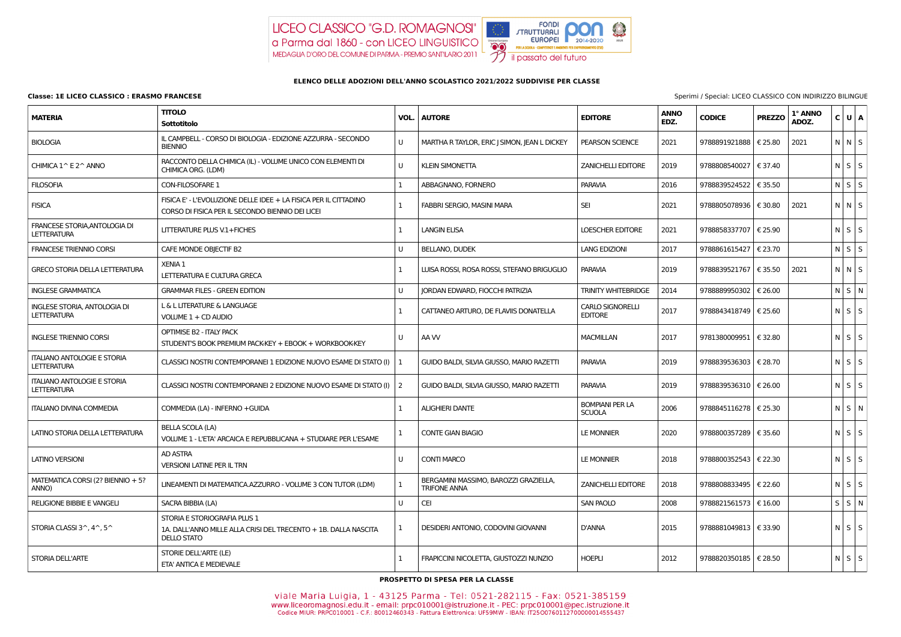**ELENCO DELLE ADOZIONI DELL'ANNO SCOLASTICO 2021/2022 SUDDIVISE PER CLASSE**

**Classe: 1E LICEO CLASSICO : ERASMO FRANCESE**

Sperimi / Special: LICEO CLASSICO CON INDIRIZZO BILINGUE

| MATERIA | TITOLO Sottotitolo | VOL. | AUTORE | EDITORE | ANNO EDZ. | CODICE | PREZZO | 1° ANNO ADOZ. | C | U | A |
|---|---|---|---|---|---|---|---|---|---|---|---|
| BIOLOGIA | IL CAMPBELL - CORSO DI BIOLOGIA - EDIZIONE AZZURRA - SECONDO BIENNIO | U | MARTHA R TAYLOR, ERIC J SIMON, JEAN L DICKEY | PEARSON SCIENCE | 2021 | 9788891921888 | € 25.80 | 2021 | N | N | S |
| CHIMICA 1^ E 2^ ANNO | RACCONTO DELLA CHIMICA (IL) - VOLUME UNICO CON ELEMENTI DI CHIMICA ORG. (LDM) | U | KLEIN SIMONETTA | ZANICHELLI EDITORE | 2019 | 9788808540027 | € 37.40 | | N | S | S |
| FILOSOFIA | CON-FILOSOFARE 1 | 1 | ABBAGNANO, FORNERO | PARAVIA | 2016 | 9788839524522 | € 35.50 | | N | S | S |
| FISICA | FISICA E' - L'EVOLUZIONE DELLE IDEE + LA FISICA PER IL CITTADINO<br>CORSO DI FISICA PER IL SECONDO BIENNIO DEI LICEI | 1 | FABBRI SERGIO, MASINI MARA | SEI | 2021 | 9788805078936 | € 30.80 | 2021 | N | N | S |
| FRANCESE STORIA,ANTOLOGIA DI LETTERATURA | LITTERATURE PLUS V.1+FICHES | 1 | LANGIN ELISA | LOESCHER EDITORE | 2021 | 9788858337707 | € 25.90 | | N | S | S |
| FRANCESE TRIENNIO CORSI | CAFE MONDE OBJECTIF B2 | U | BELLANO, DUDEK | LANG EDIZIONI | 2017 | 9788861615427 | € 23.70 | | N | S | S |
| GRECO STORIA DELLA LETTERATURA | XENIA 1<br>LETTERATURA E CULTURA GRECA | 1 | LUISA ROSSI, ROSA ROSSI, STEFANO BRIGUGLIO | PARAVIA | 2019 | 9788839521767 | € 35.50 | 2021 | N | N | S |
| INGLESE GRAMMATICA | GRAMMAR FILES - GREEN EDITION | U | JORDAN EDWARD, FIOCCHI PATRIZIA | TRINITY WHITEBRIDGE | 2014 | 9788889950302 | € 26.00 | | N | S | N |
| INGLESE STORIA, ANTOLOGIA DI LETTERATURA | L & L LITERATURE & LANGUAGE<br>VOLUME 1 + CD AUDIO | 1 | CATTANEO ARTURO, DE FLAVIIS DONATELLA | CARLO SIGNORELLI EDITORE | 2017 | 9788843418749 | € 25.60 | | N | S | S |
| INGLESE TRIENNIO CORSI | OPTIMISE B2 - ITALY PACK<br>STUDENT'S BOOK PREMIUM PACK-KEY + EBOOK + WORKBOOK-KEY | U | AA VV | MACMILLAN | 2017 | 9781380009951 | € 32.80 | | N | S | S |
| ITALIANO ANTOLOGIE E STORIA LETTERATURA | CLASSICI NOSTRI CONTEMPORANEI 1 EDIZIONE NUOVO ESAME DI STATO (I) | 1 | GUIDO BALDI, SILVIA GIUSSO, MARIO RAZETTI | PARAVIA | 2019 | 9788839536303 | € 28.70 | | N | S | S |
| ITALIANO ANTOLOGIE E STORIA LETTERATURA | CLASSICI NOSTRI CONTEMPORANEI 2 EDIZIONE NUOVO ESAME DI STATO (I) | 2 | GUIDO BALDI, SILVIA GIUSSO, MARIO RAZETTI | PARAVIA | 2019 | 9788839536310 | € 26.00 | | N | S | S |
| ITALIANO DIVINA COMMEDIA | COMMEDIA (LA) - INFERNO +GUIDA | 1 | ALIGHIERI DANTE | BOMPIANI PER LA SCUOLA | 2006 | 9788845116278 | € 25.30 | | N | S | N |
| LATINO STORIA DELLA LETTERATURA | BELLA SCOLA (LA)<br>VOLUME 1 - L'ETA' ARCAICA E REPUBBLICANA + STUDIARE PER L'ESAME | 1 | CONTE GIAN BIAGIO | LE MONNIER | 2020 | 9788800357289 | € 35.60 | | N | S | S |
| LATINO VERSIONI | AD ASTRA<br>VERSIONI LATINE PER IL TRN | U | CONTI MARCO | LE MONNIER | 2018 | 9788800352543 | € 22.30 | | N | S | S |
| MATEMATICA CORSI (2? BIENNIO + 5? ANNO) | LINEAMENTI DI MATEMATICA.AZZURRO - VOLUME 3 CON TUTOR (LDM) | 1 | BERGAMINI MASSIMO, BAROZZI GRAZIELLA, TRIFONE ANNA | ZANICHELLI EDITORE | 2018 | 9788808833495 | € 22.60 | | N | S | S |
| RELIGIONE BIBBIE E VANGELI | SACRA BIBBIA (LA) | U | CEI | SAN PAOLO | 2008 | 9788821561573 | € 16.00 | | S | S | N |
| STORIA CLASSI 3^, 4^, 5^ | STORIA E STORIOGRAFIA PLUS 1<br>1A. DALL'ANNO MILLE ALLA CRISI DEL TRECENTO + 1B. DALLA NASCITA DELLO STATO | 1 | DESIDERI ANTONIO, CODOVINI GIOVANNI | D'ANNA | 2015 | 9788881049813 | € 33.90 | | N | S | S |
| STORIA DELL'ARTE | STORIE DELL'ARTE (LE)<br>ETA' ANTICA E MEDIEVALE | 1 | FRAPICCINI NICOLETTA, GIUSTOZZI NUNZIO | HOEPLI | 2012 | 9788820350185 | € 28.50 | | N | S | S |

**PROSPETTO DI SPESA PER LA CLASSE**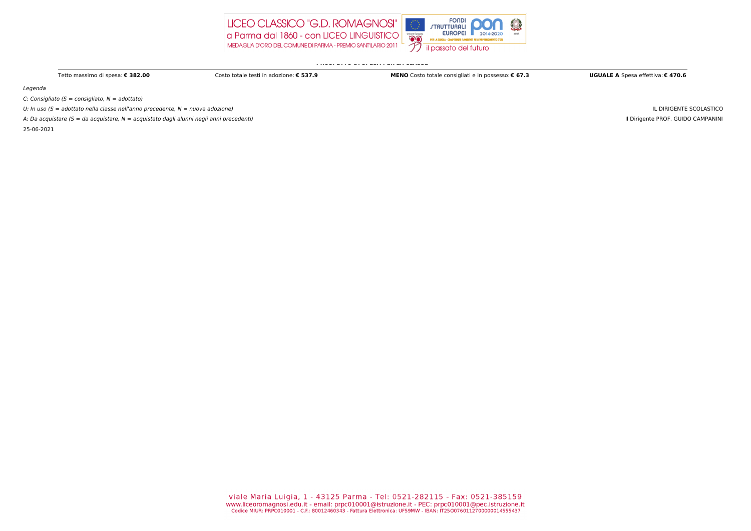Tetto massimo di spesa: **€ 382.00** Costo totale testi in adozione: **€ 537.9** **MENO** Costo totale consigliati e in possesso: **€ 67.3** **UGUALE A** Spesa effettiva: **€ 470.6**

*Legenda*

*C: Consigliato (S = consigliato, N = adottato)*

*U: In uso (S = adottato nella classe nell'anno precedente, N = nuova adozione)*

*A: Da acquistare (S = da acquistare, N = acquistato dagli alunni negli anni precedenti)*

25-06-2021

IL DIRIGENTE SCOLASTICO

Il Dirigente PROF. GUIDO CAMPANINI